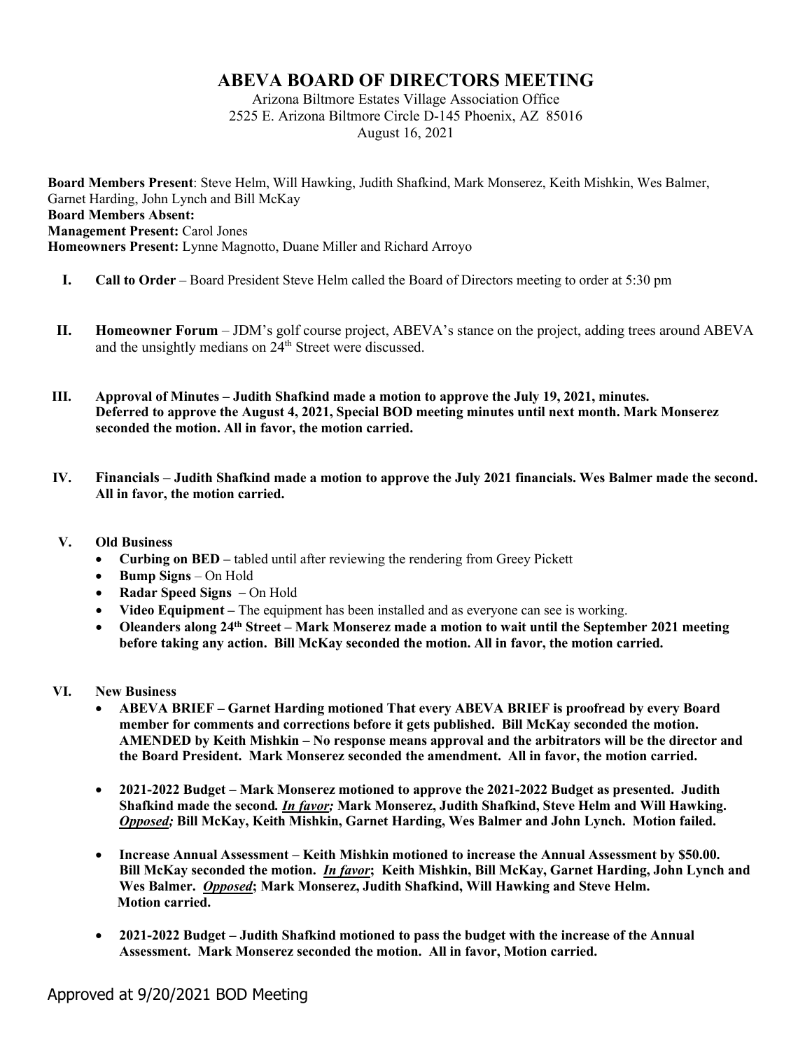# ABEVA BOARD OF DIRECTORS MEETING

Arizona Biltmore Estates Village Association Office
2525 E. Arizona Biltmore Circle D-145 Phoenix, AZ 85016
August 16, 2021

**Board Members Present**: Steve Helm, Will Hawking, Judith Shafkind, Mark Monserez, Keith Mishkin, Wes Balmer, Garnet Harding, John Lynch and Bill McKay
**Board Members Absent:**
**Management Present:** Carol Jones
**Homeowners Present:** Lynne Magnotto, Duane Miller and Richard Arroyo

I. **Call to Order** – Board President Steve Helm called the Board of Directors meeting to order at 5:30 pm

II. **Homeowner Forum** – JDM's golf course project, ABEVA's stance on the project, adding trees around ABEVA and the unsightly medians on 24th Street were discussed.

III. **Approval of Minutes – Judith Shafkind made a motion to approve the July 19, 2021, minutes. Deferred to approve the August 4, 2021, Special BOD meeting minutes until next month. Mark Monserez seconded the motion. All in favor, the motion carried.**

IV. **Financials – Judith Shafkind made a motion to approve the July 2021 financials. Wes Balmer made the second. All in favor, the motion carried.**

V. **Old Business**
- **Curbing on BED –** tabled until after reviewing the rendering from Greey Pickett
- **Bump Signs** – On Hold
- **Radar Speed Signs –** On Hold
- **Video Equipment –** The equipment has been installed and as everyone can see is working.
- **Oleanders along 24th Street – Mark Monserez made a motion to wait until the September 2021 meeting before taking any action. Bill McKay seconded the motion. All in favor, the motion carried.**

VI. **New Business**
- **ABEVA BRIEF – Garnet Harding motioned That every ABEVA BRIEF is proofread by every Board member for comments and corrections before it gets published. Bill McKay seconded the motion. AMENDED by Keith Mishkin – No response means approval and the arbitrators will be the director and the Board President. Mark Monserez seconded the amendment. All in favor, the motion carried.**

- **2021-2022 Budget – Mark Monserez motioned to approve the 2021-2022 Budget as presented. Judith Shafkind made the second. *In favor;* Mark Monserez, Judith Shafkind, Steve Helm and Will Hawking. *Opposed;* Bill McKay, Keith Mishkin, Garnet Harding, Wes Balmer and John Lynch. Motion failed.**

- **Increase Annual Assessment – Keith Mishkin motioned to increase the Annual Assessment by $50.00. Bill McKay seconded the motion. *In favor*; Keith Mishkin, Bill McKay, Garnet Harding, John Lynch and Wes Balmer. *Opposed*; Mark Monserez, Judith Shafkind, Will Hawking and Steve Helm. Motion carried.**

- **2021-2022 Budget – Judith Shafkind motioned to pass the budget with the increase of the Annual Assessment. Mark Monserez seconded the motion. All in favor, Motion carried.**

Approved at 9/20/2021 BOD Meeting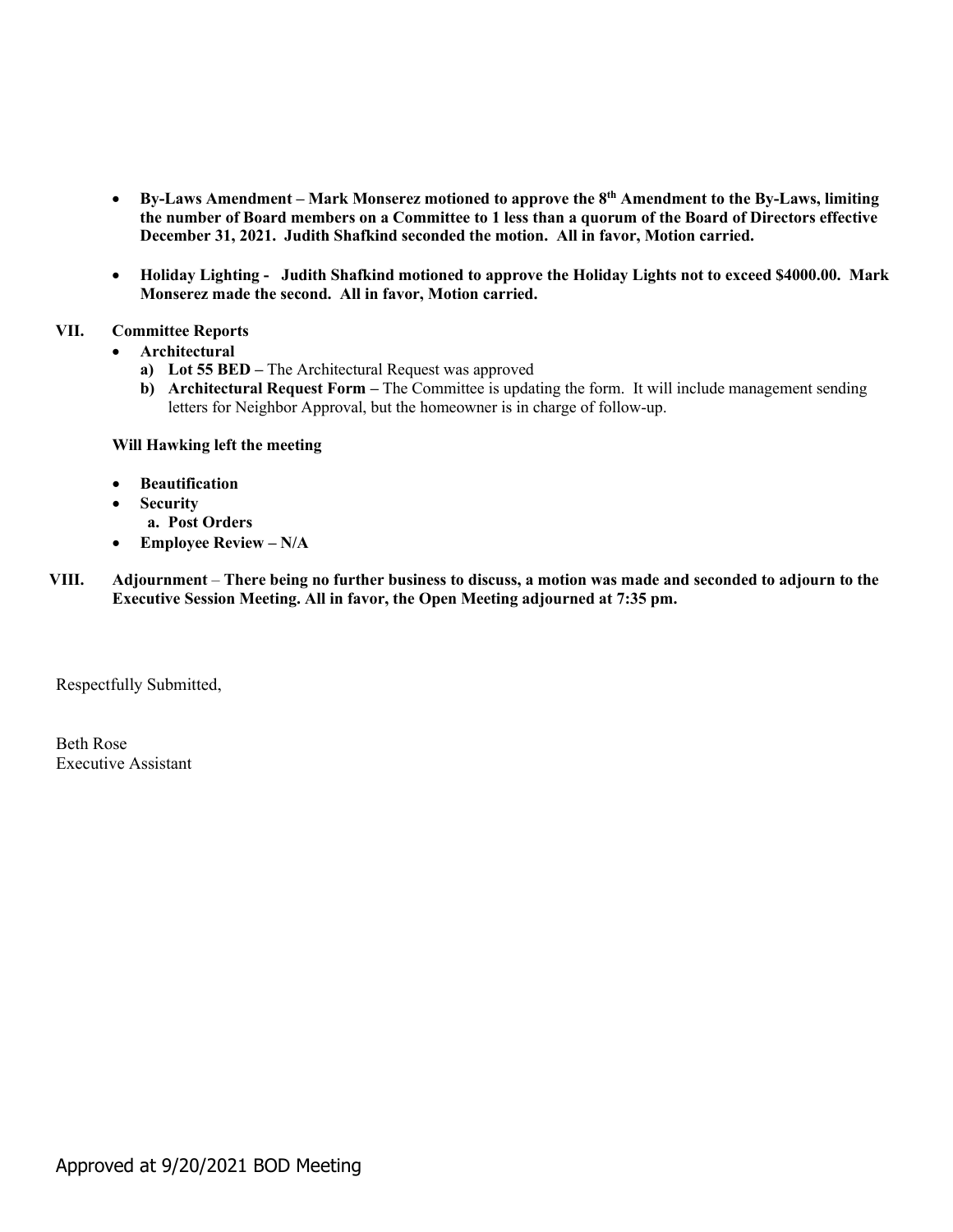- **By-Laws Amendment – Mark Monserez motioned to approve the 8th Amendment to the By-Laws, limiting the number of Board members on a Committee to 1 less than a quorum of the Board of Directors effective December 31, 2021. Judith Shafkind seconded the motion. All in favor, Motion carried.**

- **Holiday Lighting - Judith Shafkind motioned to approve the Holiday Lights not to exceed $4000.00. Mark Monserez made the second. All in favor, Motion carried.**

**VII. Committee Reports**

- **Architectural**
  - **a) Lot 55 BED –** The Architectural Request was approved
  - **b) Architectural Request Form –** The Committee is updating the form. It will include management sending letters for Neighbor Approval, but the homeowner is in charge of follow-up.

**Will Hawking left the meeting**

- **Beautification**
- **Security**
  - **a. Post Orders**
- **Employee Review – N/A**

**VIII. Adjournment** – **There being no further business to discuss, a motion was made and seconded to adjourn to the Executive Session Meeting. All in favor, the Open Meeting adjourned at 7:35 pm.**

Respectfully Submitted,

Beth Rose
Executive Assistant

Approved at 9/20/2021 BOD Meeting